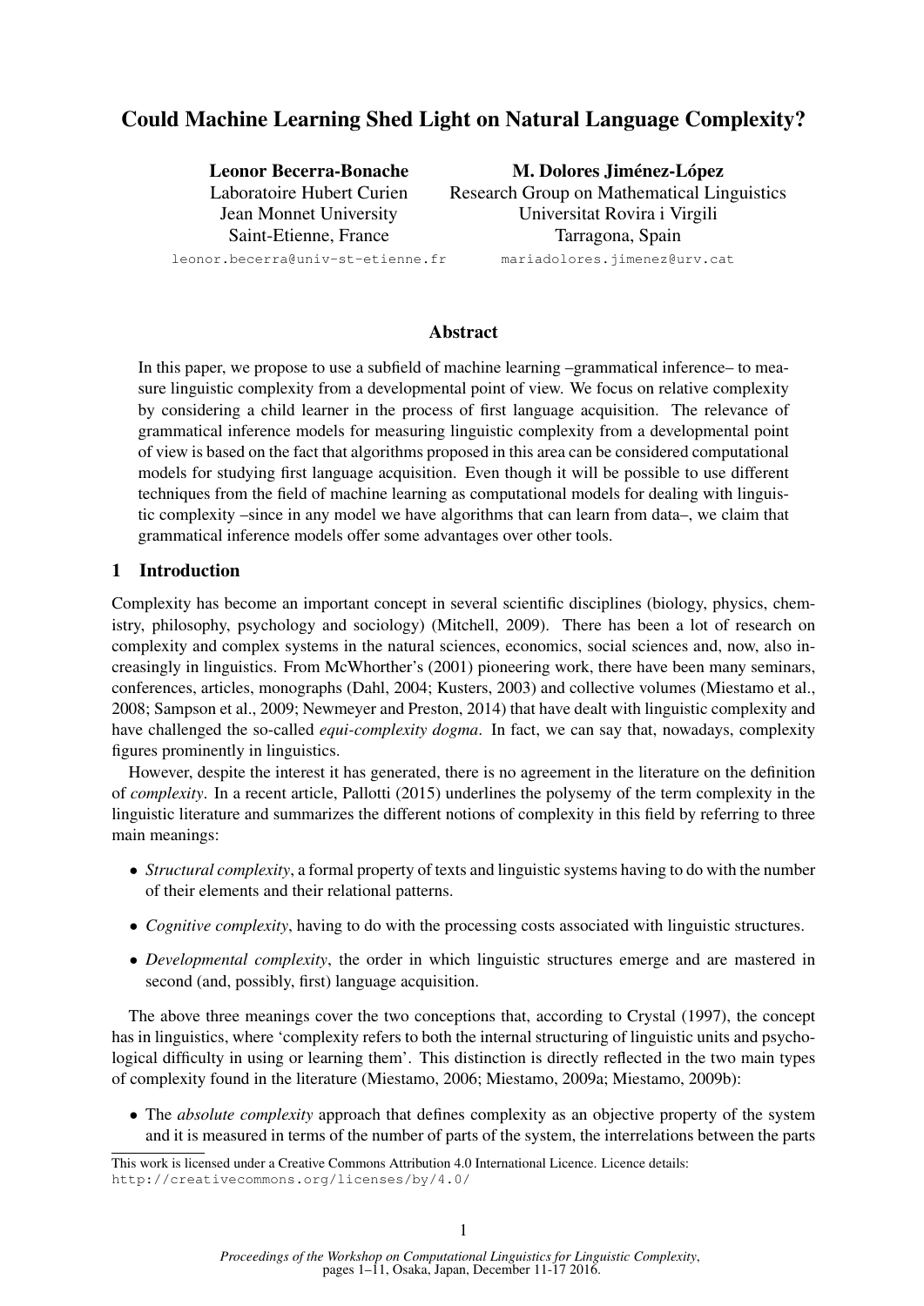# Could Machine Learning Shed Light on Natural Language Complexity?

**Leonor Becerra-Bonache**
Laboratoire Hubert Curien
Jean Monnet University
Saint-Etienne, France
leonor.becerra@univ-st-etienne.fr

**M. Dolores Jiménez-López**
Research Group on Mathematical Linguistics
Universitat Rovira i Virgili
Tarragona, Spain
mariadolores.jimenez@urv.cat

## Abstract

In this paper, we propose to use a subfield of machine learning –grammatical inference– to measure linguistic complexity from a developmental point of view. We focus on relative complexity by considering a child learner in the process of first language acquisition. The relevance of grammatical inference models for measuring linguistic complexity from a developmental point of view is based on the fact that algorithms proposed in this area can be considered computational models for studying first language acquisition. Even though it will be possible to use different techniques from the field of machine learning as computational models for dealing with linguistic complexity –since in any model we have algorithms that can learn from data–, we claim that grammatical inference models offer some advantages over other tools.

## 1 Introduction

Complexity has become an important concept in several scientific disciplines (biology, physics, chemistry, philosophy, psychology and sociology) (Mitchell, 2009). There has been a lot of research on complexity and complex systems in the natural sciences, economics, social sciences and, now, also increasingly in linguistics. From McWhorther's (2001) pioneering work, there have been many seminars, conferences, articles, monographs (Dahl, 2004; Kusters, 2003) and collective volumes (Miestamo et al., 2008; Sampson et al., 2009; Newmeyer and Preston, 2014) that have dealt with linguistic complexity and have challenged the so-called *equi-complexity dogma*. In fact, we can say that, nowadays, complexity figures prominently in linguistics.

However, despite the interest it has generated, there is no agreement in the literature on the definition of *complexity*. In a recent article, Pallotti (2015) underlines the polysemy of the term complexity in the linguistic literature and summarizes the different notions of complexity in this field by referring to three main meanings:

- *Structural complexity*, a formal property of texts and linguistic systems having to do with the number of their elements and their relational patterns.
- *Cognitive complexity*, having to do with the processing costs associated with linguistic structures.
- *Developmental complexity*, the order in which linguistic structures emerge and are mastered in second (and, possibly, first) language acquisition.

The above three meanings cover the two conceptions that, according to Crystal (1997), the concept has in linguistics, where 'complexity refers to both the internal structuring of linguistic units and psychological difficulty in using or learning them'. This distinction is directly reflected in the two main types of complexity found in the literature (Miestamo, 2006; Miestamo, 2009a; Miestamo, 2009b):

- The *absolute complexity* approach that defines complexity as an objective property of the system and it is measured in terms of the number of parts of the system, the interrelations between the parts

This work is licensed under a Creative Commons Attribution 4.0 International Licence. Licence details: http://creativecommons.org/licenses/by/4.0/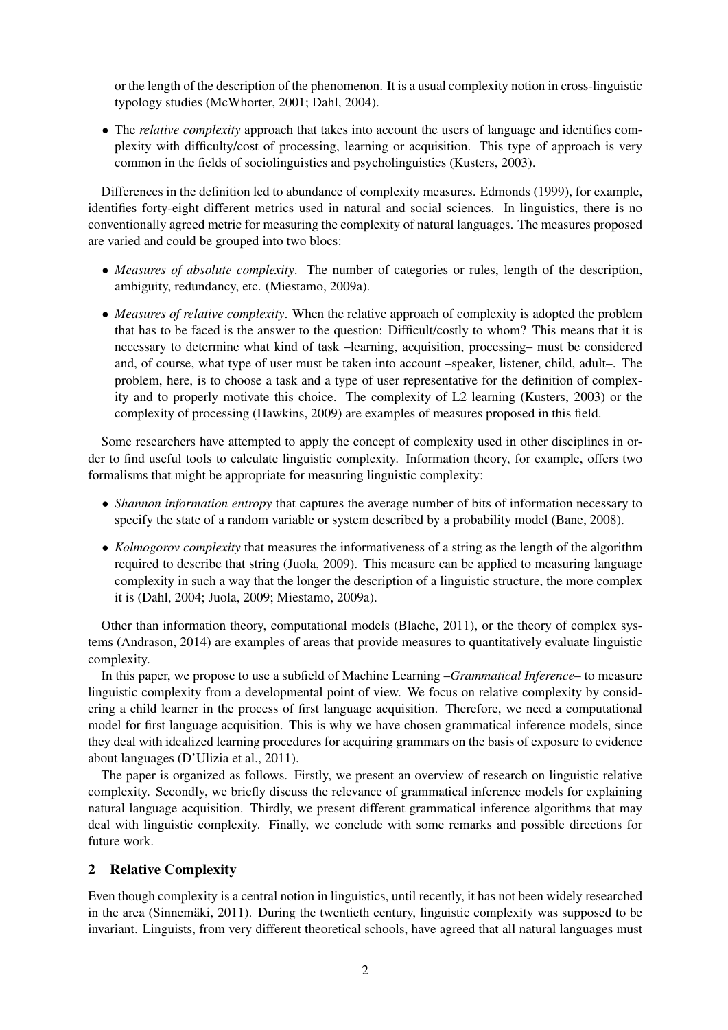or the length of the description of the phenomenon. It is a usual complexity notion in cross-linguistic typology studies (McWhorter, 2001; Dahl, 2004).

- The *relative complexity* approach that takes into account the users of language and identifies complexity with difficulty/cost of processing, learning or acquisition. This type of approach is very common in the fields of sociolinguistics and psycholinguistics (Kusters, 2003).

Differences in the definition led to abundance of complexity measures. Edmonds (1999), for example, identifies forty-eight different metrics used in natural and social sciences. In linguistics, there is no conventionally agreed metric for measuring the complexity of natural languages. The measures proposed are varied and could be grouped into two blocs:

- *Measures of absolute complexity*. The number of categories or rules, length of the description, ambiguity, redundancy, etc. (Miestamo, 2009a).

- *Measures of relative complexity*. When the relative approach of complexity is adopted the problem that has to be faced is the answer to the question: Difficult/costly to whom? This means that it is necessary to determine what kind of task –learning, acquisition, processing– must be considered and, of course, what type of user must be taken into account –speaker, listener, child, adult–. The problem, here, is to choose a task and a type of user representative for the definition of complexity and to properly motivate this choice. The complexity of L2 learning (Kusters, 2003) or the complexity of processing (Hawkins, 2009) are examples of measures proposed in this field.

Some researchers have attempted to apply the concept of complexity used in other disciplines in order to find useful tools to calculate linguistic complexity. Information theory, for example, offers two formalisms that might be appropriate for measuring linguistic complexity:

- *Shannon information entropy* that captures the average number of bits of information necessary to specify the state of a random variable or system described by a probability model (Bane, 2008).

- *Kolmogorov complexity* that measures the informativeness of a string as the length of the algorithm required to describe that string (Juola, 2009). This measure can be applied to measuring language complexity in such a way that the longer the description of a linguistic structure, the more complex it is (Dahl, 2004; Juola, 2009; Miestamo, 2009a).

Other than information theory, computational models (Blache, 2011), or the theory of complex systems (Andrason, 2014) are examples of areas that provide measures to quantitatively evaluate linguistic complexity.

In this paper, we propose to use a subfield of Machine Learning –*Grammatical Inference*– to measure linguistic complexity from a developmental point of view. We focus on relative complexity by considering a child learner in the process of first language acquisition. Therefore, we need a computational model for first language acquisition. This is why we have chosen grammatical inference models, since they deal with idealized learning procedures for acquiring grammars on the basis of exposure to evidence about languages (D'Ulizia et al., 2011).

The paper is organized as follows. Firstly, we present an overview of research on linguistic relative complexity. Secondly, we briefly discuss the relevance of grammatical inference models for explaining natural language acquisition. Thirdly, we present different grammatical inference algorithms that may deal with linguistic complexity. Finally, we conclude with some remarks and possible directions for future work.

## 2 Relative Complexity

Even though complexity is a central notion in linguistics, until recently, it has not been widely researched in the area (Sinnemäki, 2011). During the twentieth century, linguistic complexity was supposed to be invariant. Linguists, from very different theoretical schools, have agreed that all natural languages must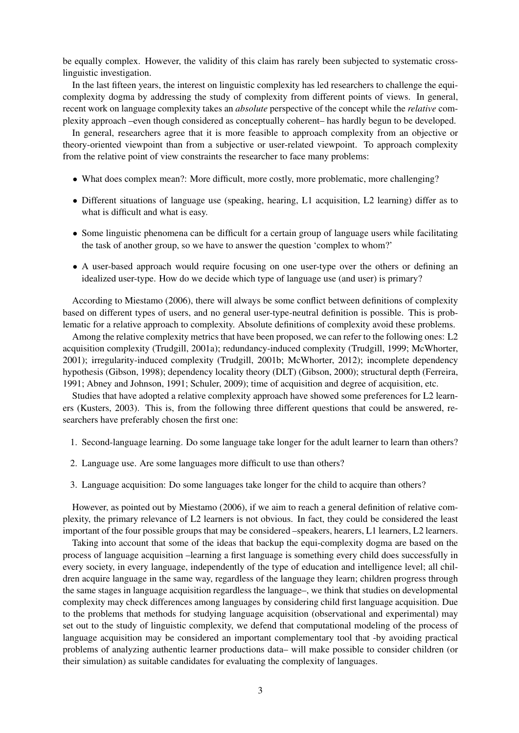be equally complex. However, the validity of this claim has rarely been subjected to systematic cross-linguistic investigation.

In the last fifteen years, the interest on linguistic complexity has led researchers to challenge the equi-complexity dogma by addressing the study of complexity from different points of views. In general, recent work on language complexity takes an *absolute* perspective of the concept while the *relative* complexity approach –even though considered as conceptually coherent– has hardly begun to be developed.

In general, researchers agree that it is more feasible to approach complexity from an objective or theory-oriented viewpoint than from a subjective or user-related viewpoint. To approach complexity from the relative point of view constraints the researcher to face many problems:

- What does complex mean?: More difficult, more costly, more problematic, more challenging?
- Different situations of language use (speaking, hearing, L1 acquisition, L2 learning) differ as to what is difficult and what is easy.
- Some linguistic phenomena can be difficult for a certain group of language users while facilitating the task of another group, so we have to answer the question 'complex to whom?'
- A user-based approach would require focusing on one user-type over the others or defining an idealized user-type. How do we decide which type of language use (and user) is primary?

According to Miestamo (2006), there will always be some conflict between definitions of complexity based on different types of users, and no general user-type-neutral definition is possible. This is problematic for a relative approach to complexity. Absolute definitions of complexity avoid these problems.

Among the relative complexity metrics that have been proposed, we can refer to the following ones: L2 acquisition complexity (Trudgill, 2001a); redundancy-induced complexity (Trudgill, 1999; McWhorter, 2001); irregularity-induced complexity (Trudgill, 2001b; McWhorter, 2012); incomplete dependency hypothesis (Gibson, 1998); dependency locality theory (DLT) (Gibson, 2000); structural depth (Ferreira, 1991; Abney and Johnson, 1991; Schuler, 2009); time of acquisition and degree of acquisition, etc.

Studies that have adopted a relative complexity approach have showed some preferences for L2 learners (Kusters, 2003). This is, from the following three different questions that could be answered, researchers have preferably chosen the first one:

1. Second-language learning. Do some language take longer for the adult learner to learn than others?
2. Language use. Are some languages more difficult to use than others?
3. Language acquisition: Do some languages take longer for the child to acquire than others?

However, as pointed out by Miestamo (2006), if we aim to reach a general definition of relative complexity, the primary relevance of L2 learners is not obvious. In fact, they could be considered the least important of the four possible groups that may be considered –speakers, hearers, L1 learners, L2 learners.

Taking into account that some of the ideas that backup the equi-complexity dogma are based on the process of language acquisition –learning a first language is something every child does successfully in every society, in every language, independently of the type of education and intelligence level; all children acquire language in the same way, regardless of the language they learn; children progress through the same stages in language acquisition regardless the language–, we think that studies on developmental complexity may check differences among languages by considering child first language acquisition. Due to the problems that methods for studying language acquisition (observational and experimental) may set out to the study of linguistic complexity, we defend that computational modeling of the process of language acquisition may be considered an important complementary tool that -by avoiding practical problems of analyzing authentic learner productions data– will make possible to consider children (or their simulation) as suitable candidates for evaluating the complexity of languages.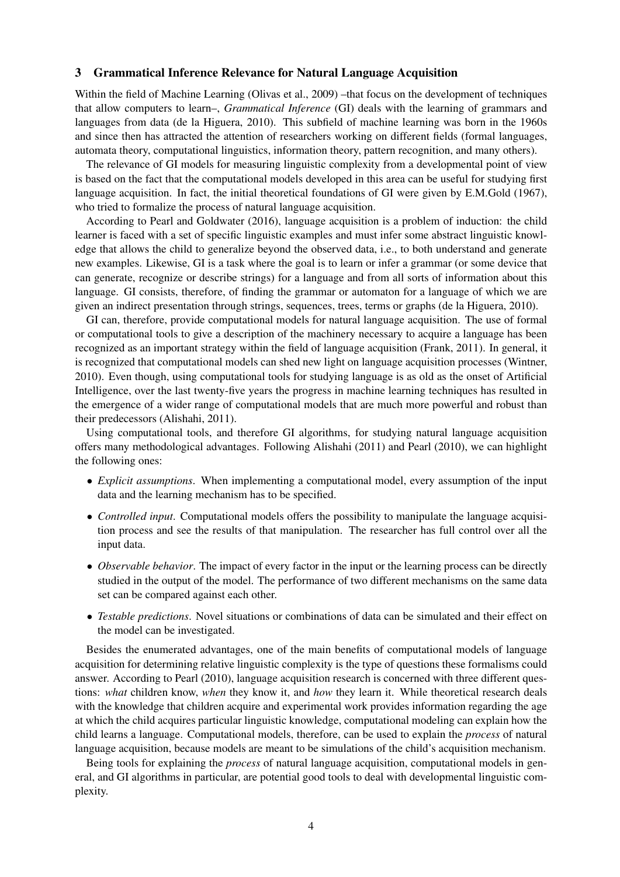## 3 Grammatical Inference Relevance for Natural Language Acquisition

Within the field of Machine Learning (Olivas et al., 2009) –that focus on the development of techniques that allow computers to learn–, *Grammatical Inference* (GI) deals with the learning of grammars and languages from data (de la Higuera, 2010). This subfield of machine learning was born in the 1960s and since then has attracted the attention of researchers working on different fields (formal languages, automata theory, computational linguistics, information theory, pattern recognition, and many others).

The relevance of GI models for measuring linguistic complexity from a developmental point of view is based on the fact that the computational models developed in this area can be useful for studying first language acquisition. In fact, the initial theoretical foundations of GI were given by E.M.Gold (1967), who tried to formalize the process of natural language acquisition.

According to Pearl and Goldwater (2016), language acquisition is a problem of induction: the child learner is faced with a set of specific linguistic examples and must infer some abstract linguistic knowledge that allows the child to generalize beyond the observed data, i.e., to both understand and generate new examples. Likewise, GI is a task where the goal is to learn or infer a grammar (or some device that can generate, recognize or describe strings) for a language and from all sorts of information about this language. GI consists, therefore, of finding the grammar or automaton for a language of which we are given an indirect presentation through strings, sequences, trees, terms or graphs (de la Higuera, 2010).

GI can, therefore, provide computational models for natural language acquisition. The use of formal or computational tools to give a description of the machinery necessary to acquire a language has been recognized as an important strategy within the field of language acquisition (Frank, 2011). In general, it is recognized that computational models can shed new light on language acquisition processes (Wintner, 2010). Even though, using computational tools for studying language is as old as the onset of Artificial Intelligence, over the last twenty-five years the progress in machine learning techniques has resulted in the emergence of a wider range of computational models that are much more powerful and robust than their predecessors (Alishahi, 2011).

Using computational tools, and therefore GI algorithms, for studying natural language acquisition offers many methodological advantages. Following Alishahi (2011) and Pearl (2010), we can highlight the following ones:

- *Explicit assumptions*. When implementing a computational model, every assumption of the input data and the learning mechanism has to be specified.
- *Controlled input*. Computational models offers the possibility to manipulate the language acquisition process and see the results of that manipulation. The researcher has full control over all the input data.
- *Observable behavior*. The impact of every factor in the input or the learning process can be directly studied in the output of the model. The performance of two different mechanisms on the same data set can be compared against each other.
- *Testable predictions*. Novel situations or combinations of data can be simulated and their effect on the model can be investigated.

Besides the enumerated advantages, one of the main benefits of computational models of language acquisition for determining relative linguistic complexity is the type of questions these formalisms could answer. According to Pearl (2010), language acquisition research is concerned with three different questions: *what* children know, *when* they know it, and *how* they learn it. While theoretical research deals with the knowledge that children acquire and experimental work provides information regarding the age at which the child acquires particular linguistic knowledge, computational modeling can explain how the child learns a language. Computational models, therefore, can be used to explain the *process* of natural language acquisition, because models are meant to be simulations of the child's acquisition mechanism.

Being tools for explaining the *process* of natural language acquisition, computational models in general, and GI algorithms in particular, are potential good tools to deal with developmental linguistic complexity.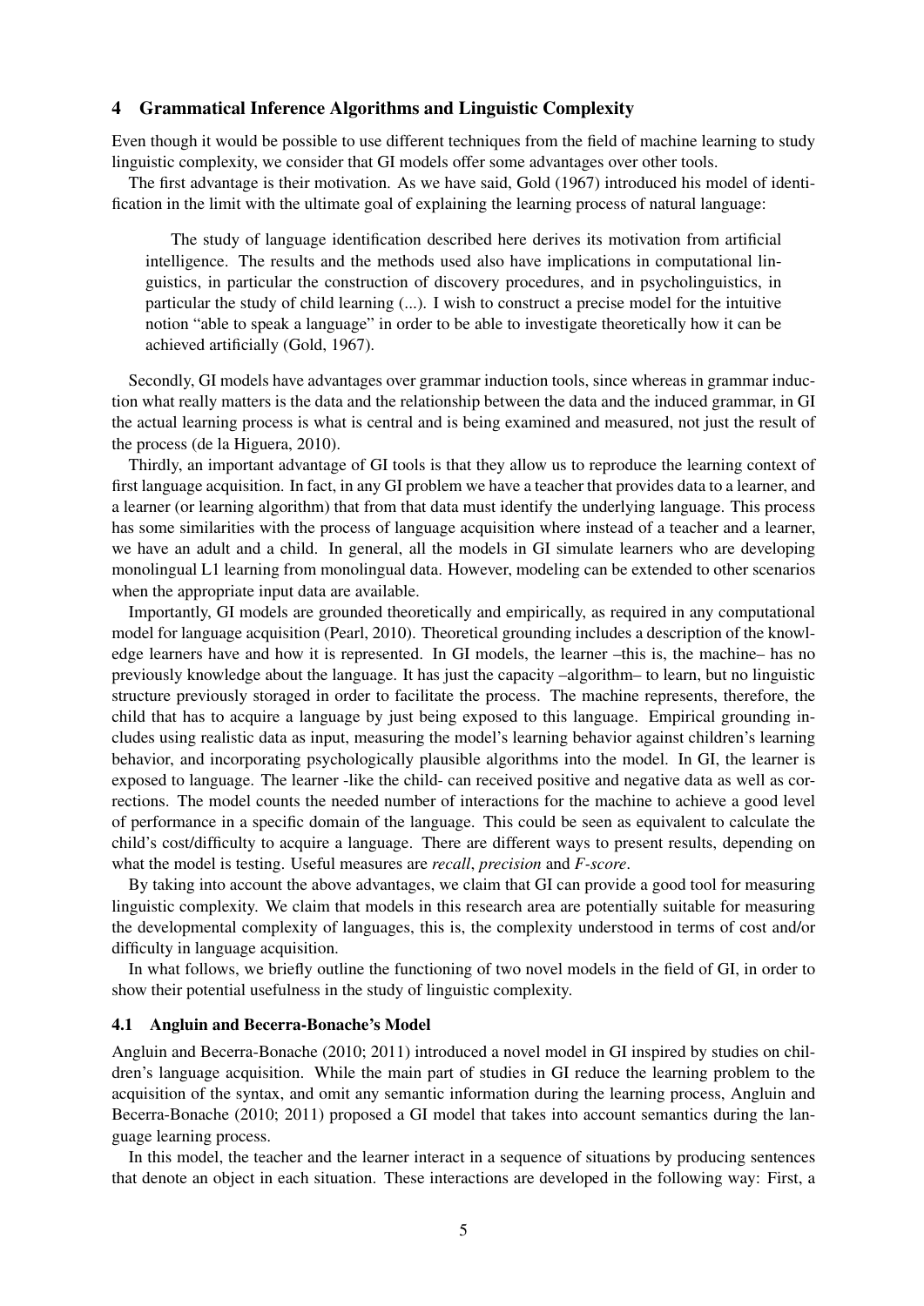## 4 Grammatical Inference Algorithms and Linguistic Complexity

Even though it would be possible to use different techniques from the field of machine learning to study linguistic complexity, we consider that GI models offer some advantages over other tools.

The first advantage is their motivation. As we have said, Gold (1967) introduced his model of identification in the limit with the ultimate goal of explaining the learning process of natural language:

> The study of language identification described here derives its motivation from artificial intelligence. The results and the methods used also have implications in computational linguistics, in particular the construction of discovery procedures, and in psycholinguistics, in particular the study of child learning (...). I wish to construct a precise model for the intuitive notion "able to speak a language" in order to be able to investigate theoretically how it can be achieved artificially (Gold, 1967).

Secondly, GI models have advantages over grammar induction tools, since whereas in grammar induction what really matters is the data and the relationship between the data and the induced grammar, in GI the actual learning process is what is central and is being examined and measured, not just the result of the process (de la Higuera, 2010).

Thirdly, an important advantage of GI tools is that they allow us to reproduce the learning context of first language acquisition. In fact, in any GI problem we have a teacher that provides data to a learner, and a learner (or learning algorithm) that from that data must identify the underlying language. This process has some similarities with the process of language acquisition where instead of a teacher and a learner, we have an adult and a child. In general, all the models in GI simulate learners who are developing monolingual L1 learning from monolingual data. However, modeling can be extended to other scenarios when the appropriate input data are available.

Importantly, GI models are grounded theoretically and empirically, as required in any computational model for language acquisition (Pearl, 2010). Theoretical grounding includes a description of the knowledge learners have and how it is represented. In GI models, the learner –this is, the machine– has no previously knowledge about the language. It has just the capacity –algorithm– to learn, but no linguistic structure previously storaged in order to facilitate the process. The machine represents, therefore, the child that has to acquire a language by just being exposed to this language. Empirical grounding includes using realistic data as input, measuring the model's learning behavior against children's learning behavior, and incorporating psychologically plausible algorithms into the model. In GI, the learner is exposed to language. The learner -like the child- can received positive and negative data as well as corrections. The model counts the needed number of interactions for the machine to achieve a good level of performance in a specific domain of the language. This could be seen as equivalent to calculate the child's cost/difficulty to acquire a language. There are different ways to present results, depending on what the model is testing. Useful measures are *recall*, *precision* and *F-score*.

By taking into account the above advantages, we claim that GI can provide a good tool for measuring linguistic complexity. We claim that models in this research area are potentially suitable for measuring the developmental complexity of languages, this is, the complexity understood in terms of cost and/or difficulty in language acquisition.

In what follows, we briefly outline the functioning of two novel models in the field of GI, in order to show their potential usefulness in the study of linguistic complexity.

### 4.1 Angluin and Becerra-Bonache's Model

Angluin and Becerra-Bonache (2010; 2011) introduced a novel model in GI inspired by studies on children's language acquisition. While the main part of studies in GI reduce the learning problem to the acquisition of the syntax, and omit any semantic information during the learning process, Angluin and Becerra-Bonache (2010; 2011) proposed a GI model that takes into account semantics during the language learning process.

In this model, the teacher and the learner interact in a sequence of situations by producing sentences that denote an object in each situation. These interactions are developed in the following way: First, a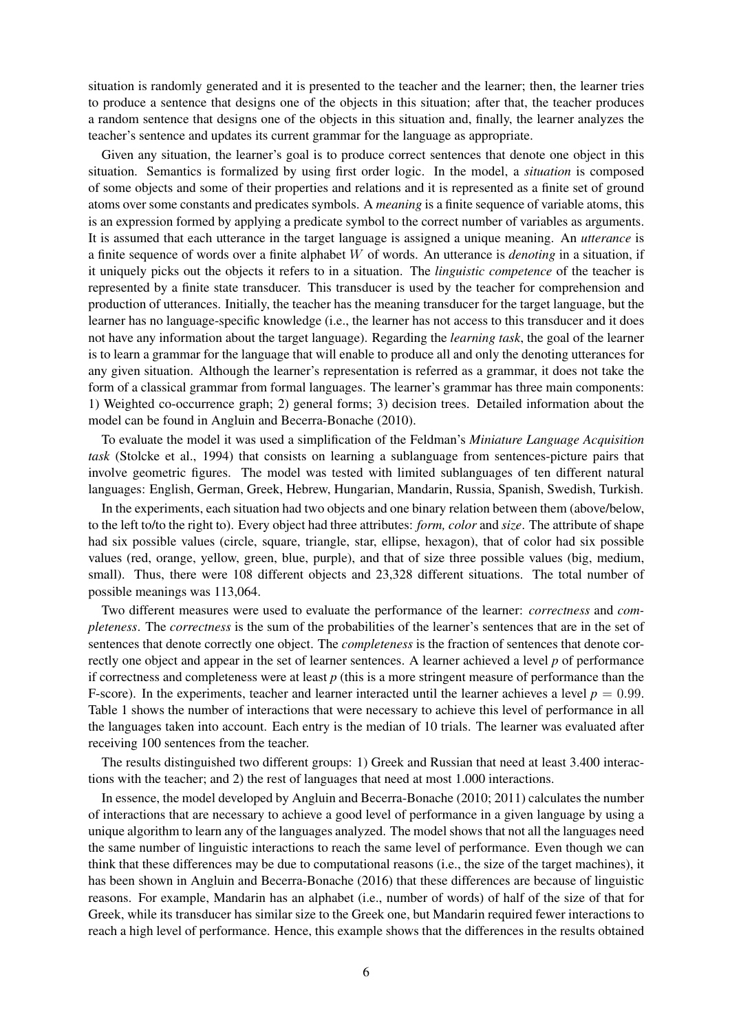situation is randomly generated and it is presented to the teacher and the learner; then, the learner tries to produce a sentence that designs one of the objects in this situation; after that, the teacher produces a random sentence that designs one of the objects in this situation and, finally, the learner analyzes the teacher's sentence and updates its current grammar for the language as appropriate.

Given any situation, the learner's goal is to produce correct sentences that denote one object in this situation. Semantics is formalized by using first order logic. In the model, a *situation* is composed of some objects and some of their properties and relations and it is represented as a finite set of ground atoms over some constants and predicates symbols. A *meaning* is a finite sequence of variable atoms, this is an expression formed by applying a predicate symbol to the correct number of variables as arguments. It is assumed that each utterance in the target language is assigned a unique meaning. An *utterance* is a finite sequence of words over a finite alphabet $W$ of words. An utterance is *denoting* in a situation, if it uniquely picks out the objects it refers to in a situation. The *linguistic competence* of the teacher is represented by a finite state transducer. This transducer is used by the teacher for comprehension and production of utterances. Initially, the teacher has the meaning transducer for the target language, but the learner has no language-specific knowledge (i.e., the learner has not access to this transducer and it does not have any information about the target language). Regarding the *learning task*, the goal of the learner is to learn a grammar for the language that will enable to produce all and only the denoting utterances for any given situation. Although the learner's representation is referred as a grammar, it does not take the form of a classical grammar from formal languages. The learner's grammar has three main components: 1) Weighted co-occurrence graph; 2) general forms; 3) decision trees. Detailed information about the model can be found in Angluin and Becerra-Bonache (2010).

To evaluate the model it was used a simplification of the Feldman's *Miniature Language Acquisition task* (Stolcke et al., 1994) that consists on learning a sublanguage from sentences-picture pairs that involve geometric figures. The model was tested with limited sublanguages of ten different natural languages: English, German, Greek, Hebrew, Hungarian, Mandarin, Russia, Spanish, Swedish, Turkish.

In the experiments, each situation had two objects and one binary relation between them (above/below, to the left to/to the right to). Every object had three attributes: *form, color* and *size*. The attribute of shape had six possible values (circle, square, triangle, star, ellipse, hexagon), that of color had six possible values (red, orange, yellow, green, blue, purple), and that of size three possible values (big, medium, small). Thus, there were 108 different objects and 23,328 different situations. The total number of possible meanings was 113,064.

Two different measures were used to evaluate the performance of the learner: *correctness* and *completeness*. The *correctness* is the sum of the probabilities of the learner's sentences that are in the set of sentences that denote correctly one object. The *completeness* is the fraction of sentences that denote correctly one object and appear in the set of learner sentences. A learner achieved a level $p$ of performance if correctness and completeness were at least $p$ (this is a more stringent measure of performance than the F-score). In the experiments, teacher and learner interacted until the learner achieves a level $p = 0.99$. Table 1 shows the number of interactions that were necessary to achieve this level of performance in all the languages taken into account. Each entry is the median of 10 trials. The learner was evaluated after receiving 100 sentences from the teacher.

The results distinguished two different groups: 1) Greek and Russian that need at least 3.400 interactions with the teacher; and 2) the rest of languages that need at most 1.000 interactions.

In essence, the model developed by Angluin and Becerra-Bonache (2010; 2011) calculates the number of interactions that are necessary to achieve a good level of performance in a given language by using a unique algorithm to learn any of the languages analyzed. The model shows that not all the languages need the same number of linguistic interactions to reach the same level of performance. Even though we can think that these differences may be due to computational reasons (i.e., the size of the target machines), it has been shown in Angluin and Becerra-Bonache (2016) that these differences are because of linguistic reasons. For example, Mandarin has an alphabet (i.e., number of words) of half of the size of that for Greek, while its transducer has similar size to the Greek one, but Mandarin required fewer interactions to reach a high level of performance. Hence, this example shows that the differences in the results obtained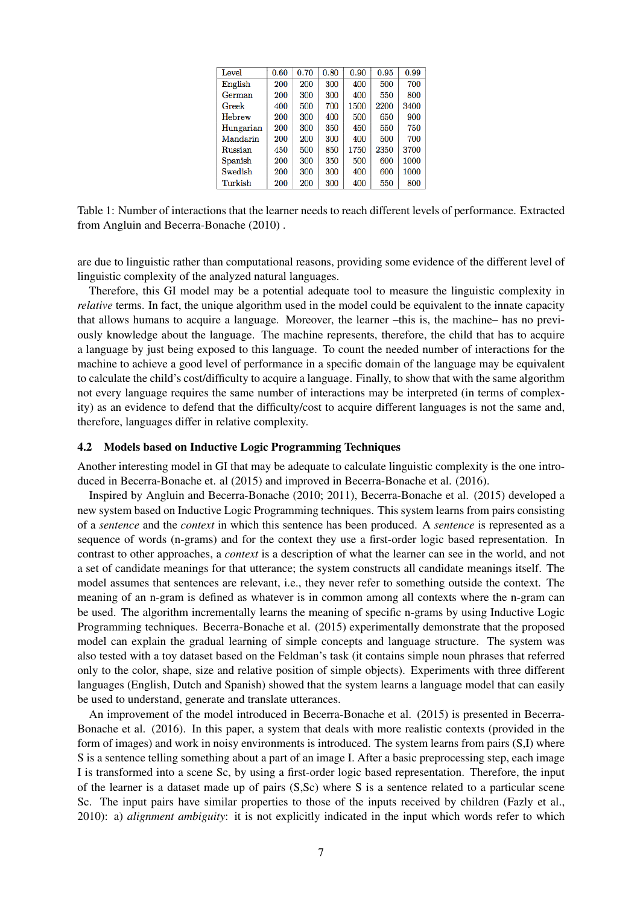| Level | 0.60 | 0.70 | 0.80 | 0.90 | 0.95 | 0.99 |
|---|---|---|---|---|---|---|
| English | 200 | 200 | 300 | 400 | 500 | 700 |
| German | 200 | 300 | 300 | 400 | 550 | 800 |
| Greek | 400 | 500 | 700 | 1500 | 2200 | 3400 |
| Hebrew | 200 | 300 | 400 | 500 | 650 | 900 |
| Hungarian | 200 | 300 | 350 | 450 | 550 | 750 |
| Mandarin | 200 | 200 | 300 | 400 | 500 | 700 |
| Russian | 450 | 500 | 850 | 1750 | 2350 | 3700 |
| Spanish | 200 | 300 | 350 | 500 | 600 | 1000 |
| Swedish | 200 | 300 | 300 | 400 | 600 | 1000 |
| Turkish | 200 | 200 | 300 | 400 | 550 | 800 |

Table 1: Number of interactions that the learner needs to reach different levels of performance. Extracted from Angluin and Becerra-Bonache (2010) .

are due to linguistic rather than computational reasons, providing some evidence of the different level of linguistic complexity of the analyzed natural languages.

Therefore, this GI model may be a potential adequate tool to measure the linguistic complexity in *relative* terms. In fact, the unique algorithm used in the model could be equivalent to the innate capacity that allows humans to acquire a language. Moreover, the learner –this is, the machine– has no previously knowledge about the language. The machine represents, therefore, the child that has to acquire a language by just being exposed to this language. To count the needed number of interactions for the machine to achieve a good level of performance in a specific domain of the language may be equivalent to calculate the child's cost/difficulty to acquire a language. Finally, to show that with the same algorithm not every language requires the same number of interactions may be interpreted (in terms of complexity) as an evidence to defend that the difficulty/cost to acquire different languages is not the same and, therefore, languages differ in relative complexity.

### 4.2 Models based on Inductive Logic Programming Techniques

Another interesting model in GI that may be adequate to calculate linguistic complexity is the one introduced in Becerra-Bonache et. al (2015) and improved in Becerra-Bonache et al. (2016).

Inspired by Angluin and Becerra-Bonache (2010; 2011), Becerra-Bonache et al. (2015) developed a new system based on Inductive Logic Programming techniques. This system learns from pairs consisting of a *sentence* and the *context* in which this sentence has been produced. A *sentence* is represented as a sequence of words (n-grams) and for the context they use a first-order logic based representation. In contrast to other approaches, a *context* is a description of what the learner can see in the world, and not a set of candidate meanings for that utterance; the system constructs all candidate meanings itself. The model assumes that sentences are relevant, i.e., they never refer to something outside the context. The meaning of an n-gram is defined as whatever is in common among all contexts where the n-gram can be used. The algorithm incrementally learns the meaning of specific n-grams by using Inductive Logic Programming techniques. Becerra-Bonache et al. (2015) experimentally demonstrate that the proposed model can explain the gradual learning of simple concepts and language structure. The system was also tested with a toy dataset based on the Feldman's task (it contains simple noun phrases that referred only to the color, shape, size and relative position of simple objects). Experiments with three different languages (English, Dutch and Spanish) showed that the system learns a language model that can easily be used to understand, generate and translate utterances.

An improvement of the model introduced in Becerra-Bonache et al. (2015) is presented in Becerra-Bonache et al. (2016). In this paper, a system that deals with more realistic contexts (provided in the form of images) and work in noisy environments is introduced. The system learns from pairs (S,I) where S is a sentence telling something about a part of an image I. After a basic preprocessing step, each image I is transformed into a scene Sc, by using a first-order logic based representation. Therefore, the input of the learner is a dataset made up of pairs (S,Sc) where S is a sentence related to a particular scene Sc. The input pairs have similar properties to those of the inputs received by children (Fazly et al., 2010): a) *alignment ambiguity*: it is not explicitly indicated in the input which words refer to which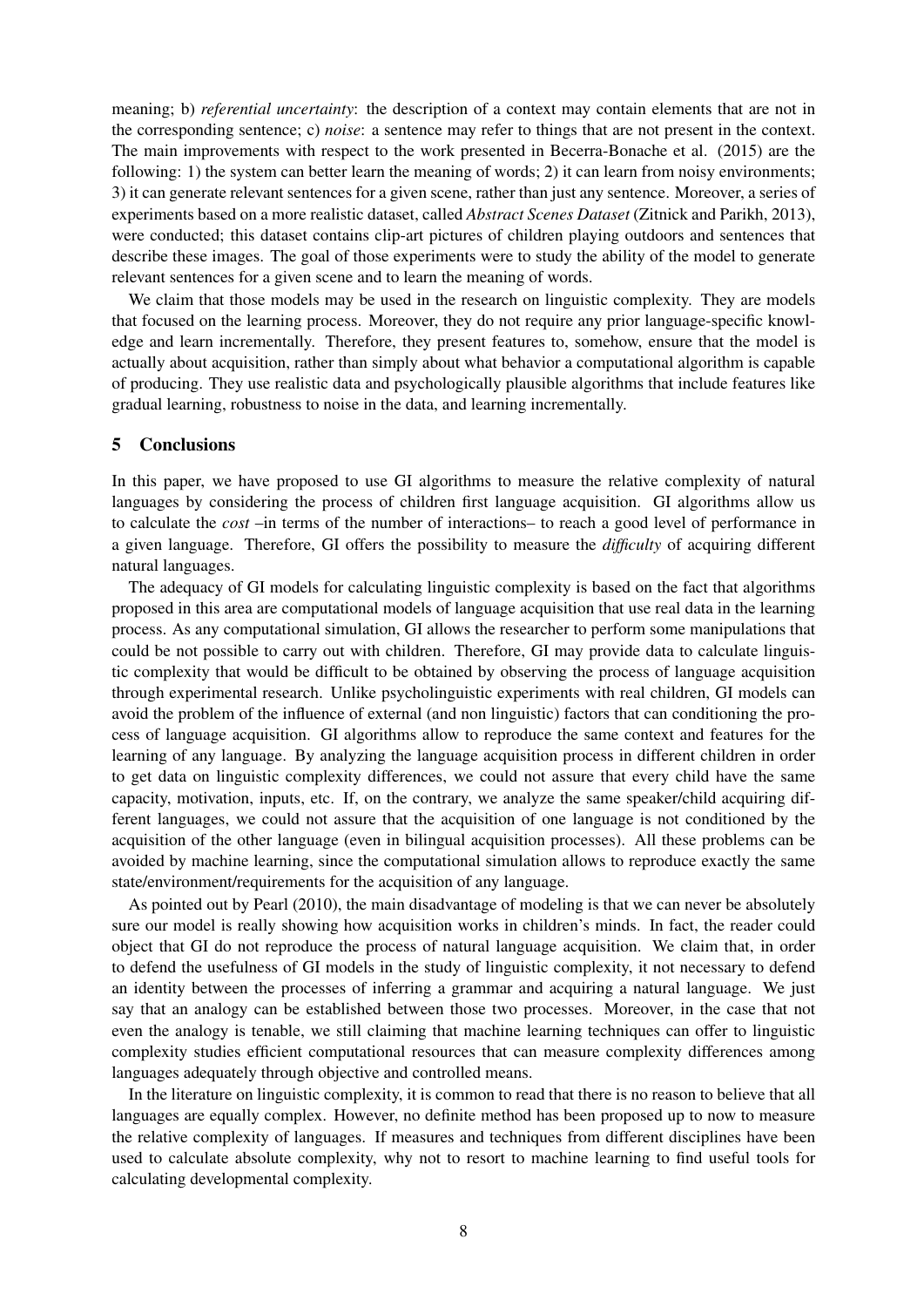meaning; b) *referential uncertainty*: the description of a context may contain elements that are not in the corresponding sentence; c) *noise*: a sentence may refer to things that are not present in the context. The main improvements with respect to the work presented in Becerra-Bonache et al. (2015) are the following: 1) the system can better learn the meaning of words; 2) it can learn from noisy environments; 3) it can generate relevant sentences for a given scene, rather than just any sentence. Moreover, a series of experiments based on a more realistic dataset, called *Abstract Scenes Dataset* (Zitnick and Parikh, 2013), were conducted; this dataset contains clip-art pictures of children playing outdoors and sentences that describe these images. The goal of those experiments were to study the ability of the model to generate relevant sentences for a given scene and to learn the meaning of words.

We claim that those models may be used in the research on linguistic complexity. They are models that focused on the learning process. Moreover, they do not require any prior language-specific knowledge and learn incrementally. Therefore, they present features to, somehow, ensure that the model is actually about acquisition, rather than simply about what behavior a computational algorithm is capable of producing. They use realistic data and psychologically plausible algorithms that include features like gradual learning, robustness to noise in the data, and learning incrementally.

## 5 Conclusions

In this paper, we have proposed to use GI algorithms to measure the relative complexity of natural languages by considering the process of children first language acquisition. GI algorithms allow us to calculate the *cost* –in terms of the number of interactions– to reach a good level of performance in a given language. Therefore, GI offers the possibility to measure the *difficulty* of acquiring different natural languages.

The adequacy of GI models for calculating linguistic complexity is based on the fact that algorithms proposed in this area are computational models of language acquisition that use real data in the learning process. As any computational simulation, GI allows the researcher to perform some manipulations that could be not possible to carry out with children. Therefore, GI may provide data to calculate linguistic complexity that would be difficult to be obtained by observing the process of language acquisition through experimental research. Unlike psycholinguistic experiments with real children, GI models can avoid the problem of the influence of external (and non linguistic) factors that can conditioning the process of language acquisition. GI algorithms allow to reproduce the same context and features for the learning of any language. By analyzing the language acquisition process in different children in order to get data on linguistic complexity differences, we could not assure that every child have the same capacity, motivation, inputs, etc. If, on the contrary, we analyze the same speaker/child acquiring different languages, we could not assure that the acquisition of one language is not conditioned by the acquisition of the other language (even in bilingual acquisition processes). All these problems can be avoided by machine learning, since the computational simulation allows to reproduce exactly the same state/environment/requirements for the acquisition of any language.

As pointed out by Pearl (2010), the main disadvantage of modeling is that we can never be absolutely sure our model is really showing how acquisition works in children's minds. In fact, the reader could object that GI do not reproduce the process of natural language acquisition. We claim that, in order to defend the usefulness of GI models in the study of linguistic complexity, it not necessary to defend an identity between the processes of inferring a grammar and acquiring a natural language. We just say that an analogy can be established between those two processes. Moreover, in the case that not even the analogy is tenable, we still claiming that machine learning techniques can offer to linguistic complexity studies efficient computational resources that can measure complexity differences among languages adequately through objective and controlled means.

In the literature on linguistic complexity, it is common to read that there is no reason to believe that all languages are equally complex. However, no definite method has been proposed up to now to measure the relative complexity of languages. If measures and techniques from different disciplines have been used to calculate absolute complexity, why not to resort to machine learning to find useful tools for calculating developmental complexity.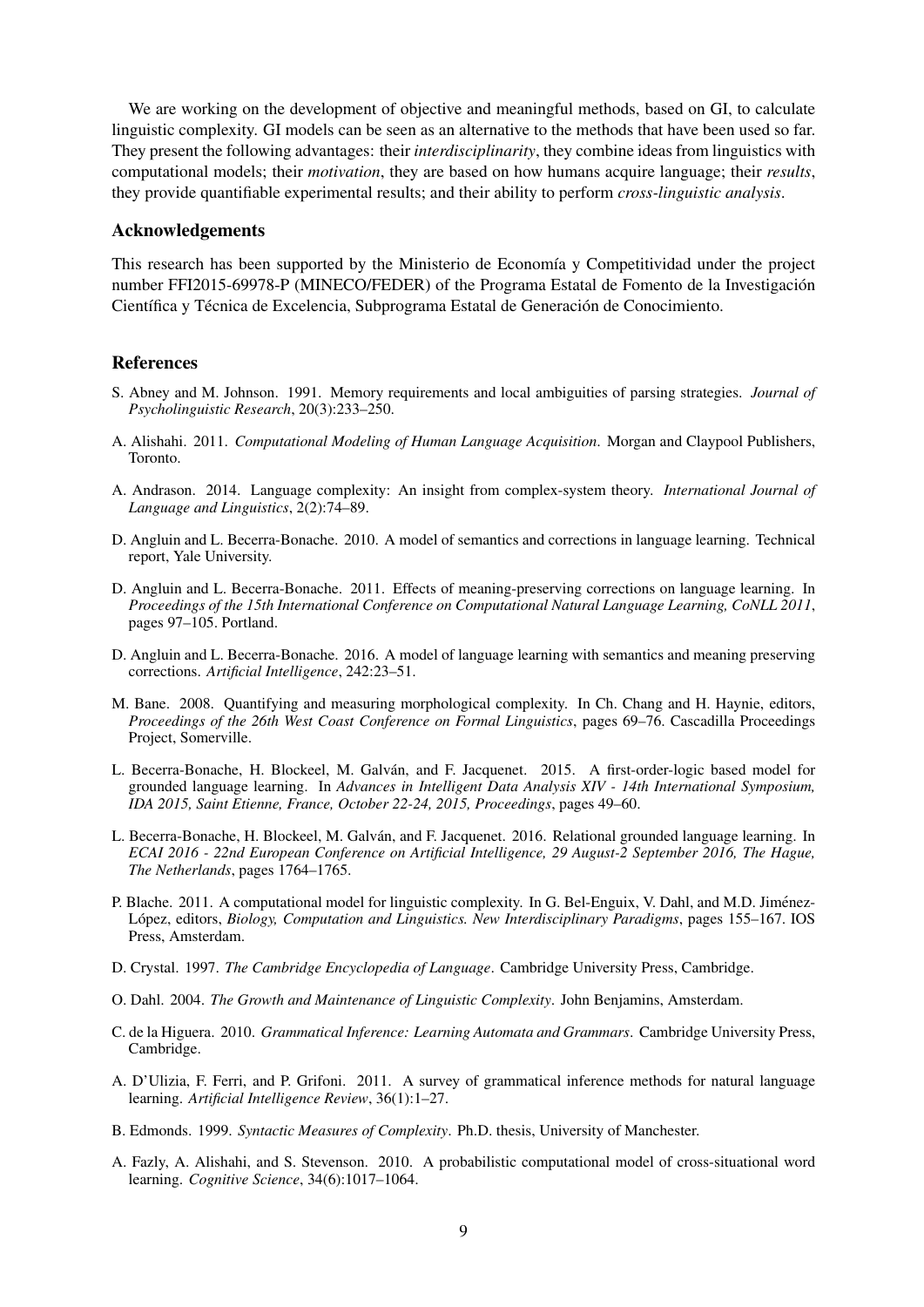We are working on the development of objective and meaningful methods, based on GI, to calculate linguistic complexity. GI models can be seen as an alternative to the methods that have been used so far. They present the following advantages: their *interdisciplinarity*, they combine ideas from linguistics with computational models; their *motivation*, they are based on how humans acquire language; their *results*, they provide quantifiable experimental results; and their ability to perform *cross-linguistic analysis*.

## Acknowledgements

This research has been supported by the Ministerio de Economía y Competitividad under the project number FFI2015-69978-P (MINECO/FEDER) of the Programa Estatal de Fomento de la Investigación Científica y Técnica de Excelencia, Subprograma Estatal de Generación de Conocimiento.

## References

S. Abney and M. Johnson. 1991. Memory requirements and local ambiguities of parsing strategies. *Journal of Psycholinguistic Research*, 20(3):233–250.

A. Alishahi. 2011. *Computational Modeling of Human Language Acquisition*. Morgan and Claypool Publishers, Toronto.

A. Andrason. 2014. Language complexity: An insight from complex-system theory. *International Journal of Language and Linguistics*, 2(2):74–89.

D. Angluin and L. Becerra-Bonache. 2010. A model of semantics and corrections in language learning. Technical report, Yale University.

D. Angluin and L. Becerra-Bonache. 2011. Effects of meaning-preserving corrections on language learning. In *Proceedings of the 15th International Conference on Computational Natural Language Learning, CoNLL 2011*, pages 97–105. Portland.

D. Angluin and L. Becerra-Bonache. 2016. A model of language learning with semantics and meaning preserving corrections. *Artificial Intelligence*, 242:23–51.

M. Bane. 2008. Quantifying and measuring morphological complexity. In Ch. Chang and H. Haynie, editors, *Proceedings of the 26th West Coast Conference on Formal Linguistics*, pages 69–76. Cascadilla Proceedings Project, Somerville.

L. Becerra-Bonache, H. Blockeel, M. Galván, and F. Jacquenet. 2015. A first-order-logic based model for grounded language learning. In *Advances in Intelligent Data Analysis XIV - 14th International Symposium, IDA 2015, Saint Etienne, France, October 22-24, 2015, Proceedings*, pages 49–60.

L. Becerra-Bonache, H. Blockeel, M. Galván, and F. Jacquenet. 2016. Relational grounded language learning. In *ECAI 2016 - 22nd European Conference on Artificial Intelligence, 29 August-2 September 2016, The Hague, The Netherlands*, pages 1764–1765.

P. Blache. 2011. A computational model for linguistic complexity. In G. Bel-Enguix, V. Dahl, and M.D. Jiménez-López, editors, *Biology, Computation and Linguistics. New Interdisciplinary Paradigms*, pages 155–167. IOS Press, Amsterdam.

D. Crystal. 1997. *The Cambridge Encyclopedia of Language*. Cambridge University Press, Cambridge.

O. Dahl. 2004. *The Growth and Maintenance of Linguistic Complexity*. John Benjamins, Amsterdam.

C. de la Higuera. 2010. *Grammatical Inference: Learning Automata and Grammars*. Cambridge University Press, Cambridge.

A. D'Ulizia, F. Ferri, and P. Grifoni. 2011. A survey of grammatical inference methods for natural language learning. *Artificial Intelligence Review*, 36(1):1–27.

B. Edmonds. 1999. *Syntactic Measures of Complexity*. Ph.D. thesis, University of Manchester.

A. Fazly, A. Alishahi, and S. Stevenson. 2010. A probabilistic computational model of cross-situational word learning. *Cognitive Science*, 34(6):1017–1064.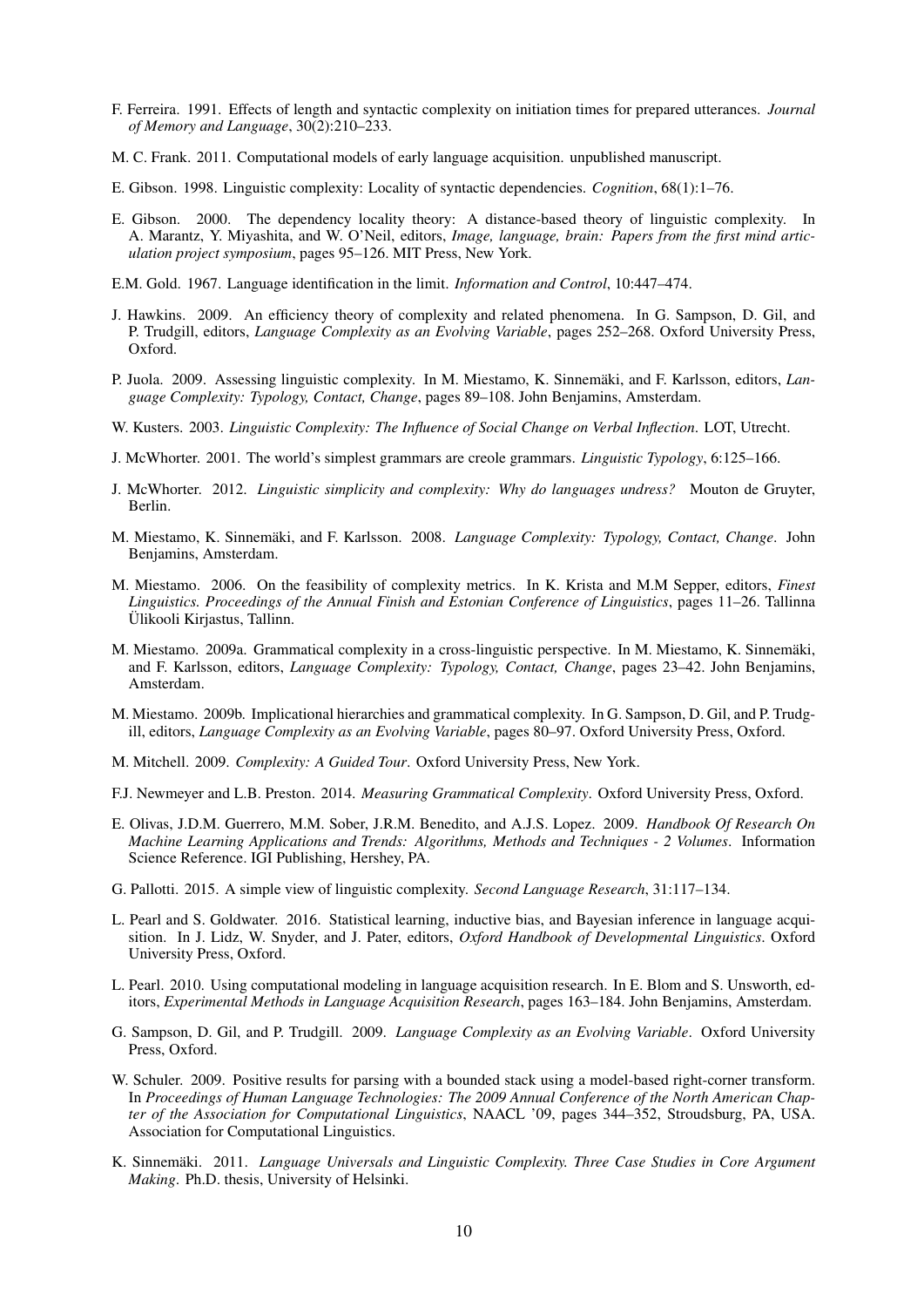F. Ferreira. 1991. Effects of length and syntactic complexity on initiation times for prepared utterances. *Journal of Memory and Language*, 30(2):210–233.

M. C. Frank. 2011. Computational models of early language acquisition. unpublished manuscript.

E. Gibson. 1998. Linguistic complexity: Locality of syntactic dependencies. *Cognition*, 68(1):1–76.

E. Gibson. 2000. The dependency locality theory: A distance-based theory of linguistic complexity. In A. Marantz, Y. Miyashita, and W. O'Neil, editors, *Image, language, brain: Papers from the first mind articulation project symposium*, pages 95–126. MIT Press, New York.

E.M. Gold. 1967. Language identification in the limit. *Information and Control*, 10:447–474.

J. Hawkins. 2009. An efficiency theory of complexity and related phenomena. In G. Sampson, D. Gil, and P. Trudgill, editors, *Language Complexity as an Evolving Variable*, pages 252–268. Oxford University Press, Oxford.

P. Juola. 2009. Assessing linguistic complexity. In M. Miestamo, K. Sinnemäki, and F. Karlsson, editors, *Language Complexity: Typology, Contact, Change*, pages 89–108. John Benjamins, Amsterdam.

W. Kusters. 2003. *Linguistic Complexity: The Influence of Social Change on Verbal Inflection*. LOT, Utrecht.

J. McWhorter. 2001. The world's simplest grammars are creole grammars. *Linguistic Typology*, 6:125–166.

J. McWhorter. 2012. *Linguistic simplicity and complexity: Why do languages undress?* Mouton de Gruyter, Berlin.

M. Miestamo, K. Sinnemäki, and F. Karlsson. 2008. *Language Complexity: Typology, Contact, Change*. John Benjamins, Amsterdam.

M. Miestamo. 2006. On the feasibility of complexity metrics. In K. Krista and M.M Sepper, editors, *Finest Linguistics. Proceedings of the Annual Finish and Estonian Conference of Linguistics*, pages 11–26. Tallinna Ülikooli Kirjastus, Tallinn.

M. Miestamo. 2009a. Grammatical complexity in a cross-linguistic perspective. In M. Miestamo, K. Sinnemäki, and F. Karlsson, editors, *Language Complexity: Typology, Contact, Change*, pages 23–42. John Benjamins, Amsterdam.

M. Miestamo. 2009b. Implicational hierarchies and grammatical complexity. In G. Sampson, D. Gil, and P. Trudgill, editors, *Language Complexity as an Evolving Variable*, pages 80–97. Oxford University Press, Oxford.

M. Mitchell. 2009. *Complexity: A Guided Tour*. Oxford University Press, New York.

F.J. Newmeyer and L.B. Preston. 2014. *Measuring Grammatical Complexity*. Oxford University Press, Oxford.

E. Olivas, J.D.M. Guerrero, M.M. Sober, J.R.M. Benedito, and A.J.S. Lopez. 2009. *Handbook Of Research On Machine Learning Applications and Trends: Algorithms, Methods and Techniques - 2 Volumes*. Information Science Reference. IGI Publishing, Hershey, PA.

G. Pallotti. 2015. A simple view of linguistic complexity. *Second Language Research*, 31:117–134.

L. Pearl and S. Goldwater. 2016. Statistical learning, inductive bias, and Bayesian inference in language acquisition. In J. Lidz, W. Snyder, and J. Pater, editors, *Oxford Handbook of Developmental Linguistics*. Oxford University Press, Oxford.

L. Pearl. 2010. Using computational modeling in language acquisition research. In E. Blom and S. Unsworth, editors, *Experimental Methods in Language Acquisition Research*, pages 163–184. John Benjamins, Amsterdam.

G. Sampson, D. Gil, and P. Trudgill. 2009. *Language Complexity as an Evolving Variable*. Oxford University Press, Oxford.

W. Schuler. 2009. Positive results for parsing with a bounded stack using a model-based right-corner transform. In *Proceedings of Human Language Technologies: The 2009 Annual Conference of the North American Chapter of the Association for Computational Linguistics*, NAACL '09, pages 344–352, Stroudsburg, PA, USA. Association for Computational Linguistics.

K. Sinnemäki. 2011. *Language Universals and Linguistic Complexity. Three Case Studies in Core Argument Making*. Ph.D. thesis, University of Helsinki.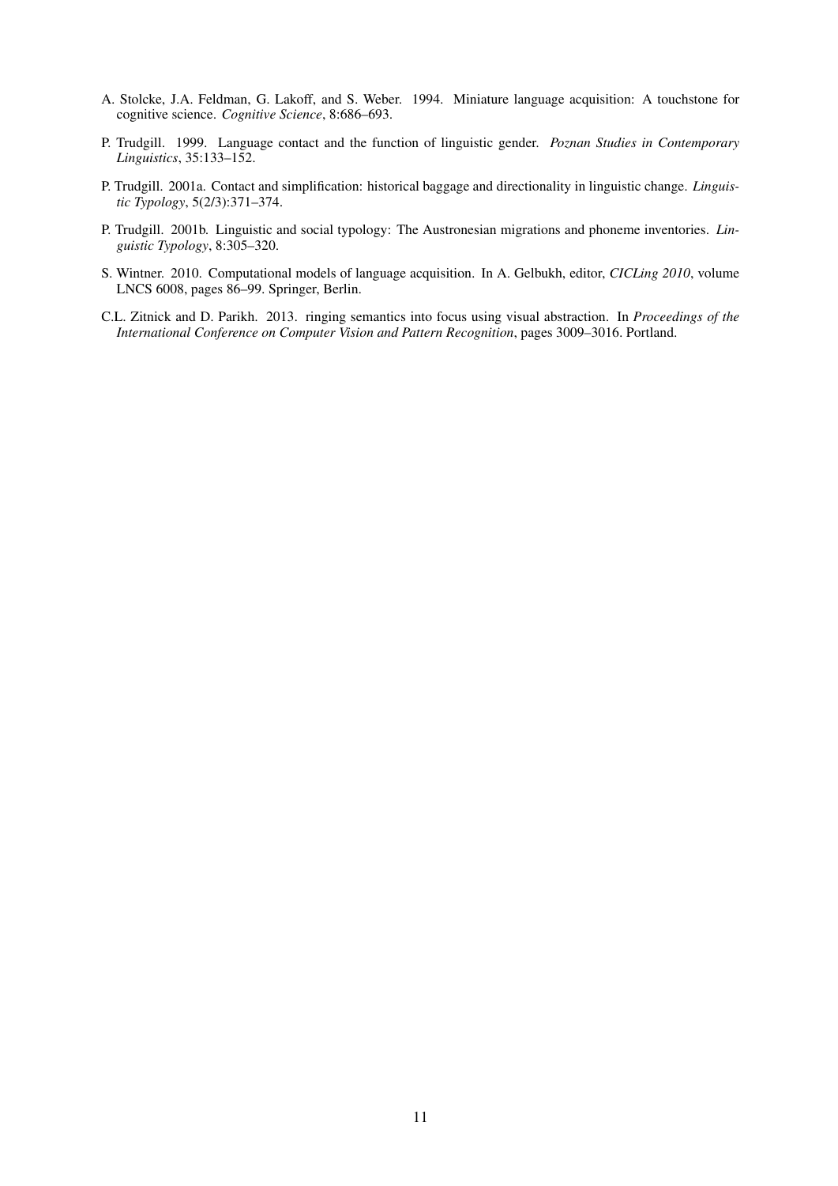A. Stolcke, J.A. Feldman, G. Lakoff, and S. Weber. 1994. Miniature language acquisition: A touchstone for cognitive science. *Cognitive Science*, 8:686–693.

P. Trudgill. 1999. Language contact and the function of linguistic gender. *Poznan Studies in Contemporary Linguistics*, 35:133–152.

P. Trudgill. 2001a. Contact and simplification: historical baggage and directionality in linguistic change. *Linguistic Typology*, 5(2/3):371–374.

P. Trudgill. 2001b. Linguistic and social typology: The Austronesian migrations and phoneme inventories. *Linguistic Typology*, 8:305–320.

S. Wintner. 2010. Computational models of language acquisition. In A. Gelbukh, editor, *CICLing 2010*, volume LNCS 6008, pages 86–99. Springer, Berlin.

C.L. Zitnick and D. Parikh. 2013. ringing semantics into focus using visual abstraction. In *Proceedings of the International Conference on Computer Vision and Pattern Recognition*, pages 3009–3016. Portland.